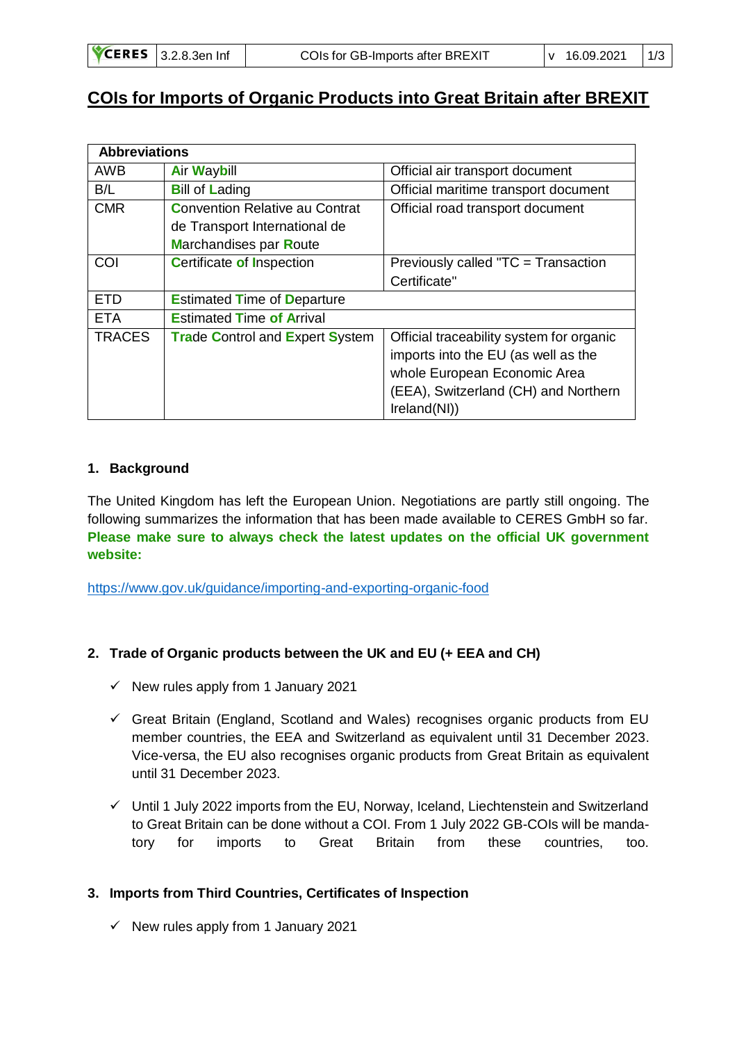# COIs for Imports of Organic Products into Great Britain after BREXIT

| Abbreviations | | |
|---|---|---|
| AWB | Air Waybill | Official air transport document |
| B/L | Bill of Lading | Official maritime transport document |
| CMR | Convention Relative au Contrat de Transport International de Marchandises par Route | Official road transport document |
| COI | Certificate of Inspection | Previously called "TC = Transaction Certificate" |
| ETD | Estimated Time of Departure | |
| ETA | Estimated Time of Arrival | |
| TRACES | Trade Control and Expert System | Official traceability system for organic imports into the EU (as well as the whole European Economic Area (EEA), Switzerland (CH) and Northern Ireland(NI)) |

## 1. Background

The United Kingdom has left the European Union. Negotiations are partly still ongoing. The following summarizes the information that has been made available to CERES GmbH so far. **Please make sure to always check the latest updates on the official UK government website:**

https://www.gov.uk/guidance/importing-and-exporting-organic-food

## 2. Trade of Organic products between the UK and EU (+ EEA and CH)

- ✓ New rules apply from 1 January 2021
- ✓ Great Britain (England, Scotland and Wales) recognises organic products from EU member countries, the EEA and Switzerland as equivalent until 31 December 2023. Vice-versa, the EU also recognises organic products from Great Britain as equivalent until 31 December 2023.
- ✓ Until 1 July 2022 imports from the EU, Norway, Iceland, Liechtenstein and Switzerland to Great Britain can be done without a COI. From 1 July 2022 GB-COIs will be mandatory for imports to Great Britain from these countries, too.

## 3. Imports from Third Countries, Certificates of Inspection

- ✓ New rules apply from 1 January 2021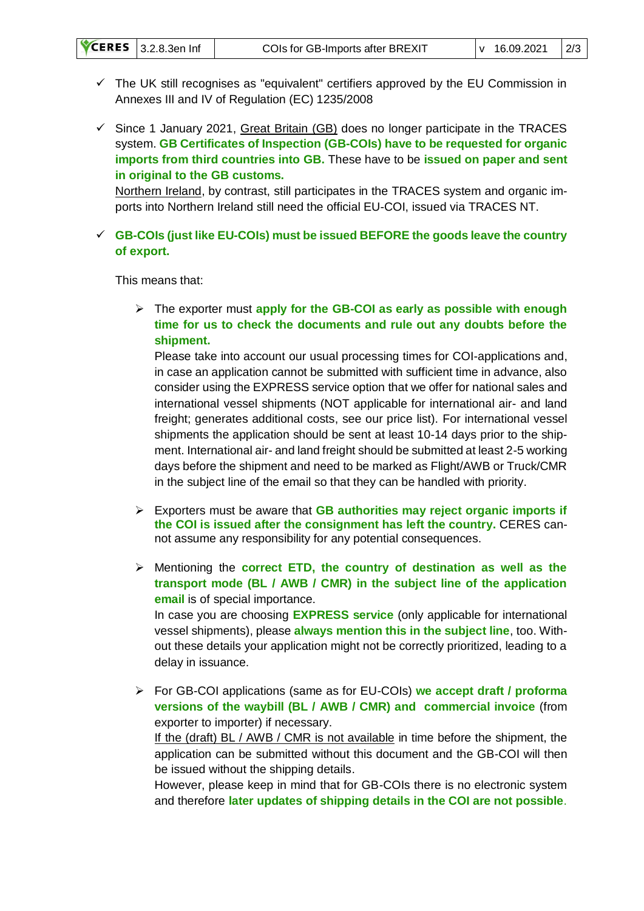- ✓ The UK still recognises as "equivalent" certifiers approved by the EU Commission in Annexes III and IV of Regulation (EC) 1235/2008

- ✓ Since 1 January 2021, Great Britain (GB) does no longer participate in the TRACES system. **GB Certificates of Inspection (GB-COIs) have to be requested for organic imports from third countries into GB.** These have to be **issued on paper and sent in original to the GB customs.**
  Northern Ireland, by contrast, still participates in the TRACES system and organic imports into Northern Ireland still need the official EU-COI, issued via TRACES NT.

- ✓ **GB-COIs (just like EU-COIs) must be issued BEFORE the goods leave the country of export.**

  This means that:

  - The exporter must **apply for the GB-COI as early as possible with enough time for us to check the documents and rule out any doubts before the shipment.**
    Please take into account our usual processing times for COI-applications and, in case an application cannot be submitted with sufficient time in advance, also consider using the EXPRESS service option that we offer for national sales and international vessel shipments (NOT applicable for international air- and land freight; generates additional costs, see our price list). For international vessel shipments the application should be sent at least 10-14 days prior to the shipment. International air- and land freight should be submitted at least 2-5 working days before the shipment and need to be marked as Flight/AWB or Truck/CMR in the subject line of the email so that they can be handled with priority.

  - Exporters must be aware that **GB authorities may reject organic imports if the COI is issued after the consignment has left the country.** CERES cannot assume any responsibility for any potential consequences.

  - Mentioning the **correct ETD, the country of destination as well as the transport mode (BL / AWB / CMR) in the subject line of the application email** is of special importance.
    In case you are choosing **EXPRESS service** (only applicable for international vessel shipments), please **always mention this in the subject line**, too. Without these details your application might not be correctly prioritized, leading to a delay in issuance.

  - For GB-COI applications (same as for EU-COIs) **we accept draft / proforma versions of the waybill (BL / AWB / CMR) and commercial invoice** (from exporter to importer) if necessary.
    If the (draft) BL / AWB / CMR is not available in time before the shipment, the application can be submitted without this document and the GB-COI will then be issued without the shipping details.
    However, please keep in mind that for GB-COIs there is no electronic system and therefore **later updates of shipping details in the COI are not possible**.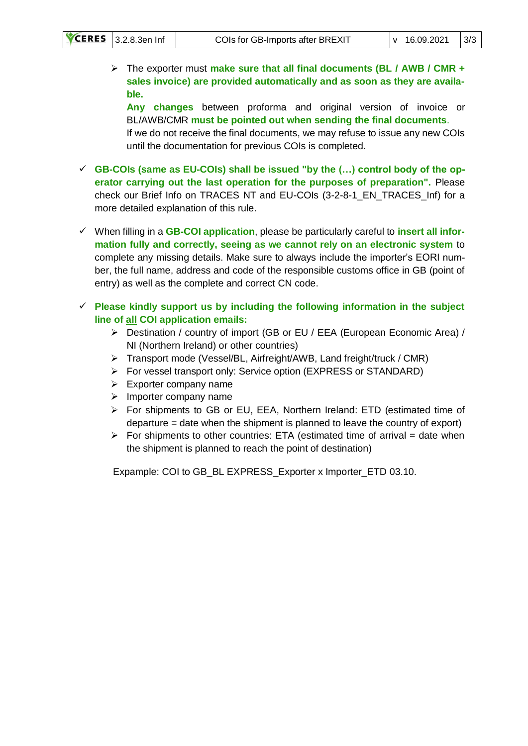- The exporter must **make sure that all final documents (BL / AWB / CMR + sales invoice) are provided automatically and as soon as they are available.**

  **Any changes** between proforma and original version of invoice or BL/AWB/CMR **must be pointed out when sending the final documents**.

  If we do not receive the final documents, we may refuse to issue any new COIs until the documentation for previous COIs is completed.

- ✓ **GB-COIs (same as EU-COIs) shall be issued "by the (…) control body of the operator carrying out the last operation for the purposes of preparation".** Please check our Brief Info on TRACES NT and EU-COIs (3-2-8-1_EN_TRACES_Inf) for a more detailed explanation of this rule.

- ✓ When filling in a **GB-COI application**, please be particularly careful to **insert all information fully and correctly, seeing as we cannot rely on an electronic system** to complete any missing details. Make sure to always include the importer's EORI number, the full name, address and code of the responsible customs office in GB (point of entry) as well as the complete and correct CN code.

- ✓ **Please kindly support us by including the following information in the subject line of <u>all</u> COI application emails:**
  - Destination / country of import (GB or EU / EEA (European Economic Area) / NI (Northern Ireland) or other countries)
  - Transport mode (Vessel/BL, Airfreight/AWB, Land freight/truck / CMR)
  - For vessel transport only: Service option (EXPRESS or STANDARD)
  - Exporter company name
  - Importer company name
  - For shipments to GB or EU, EEA, Northern Ireland: ETD (estimated time of departure = date when the shipment is planned to leave the country of export)
  - For shipments to other countries: ETA (estimated time of arrival = date when the shipment is planned to reach the point of destination)

  Expample: COI to GB_BL EXPRESS_Exporter x Importer_ETD 03.10.